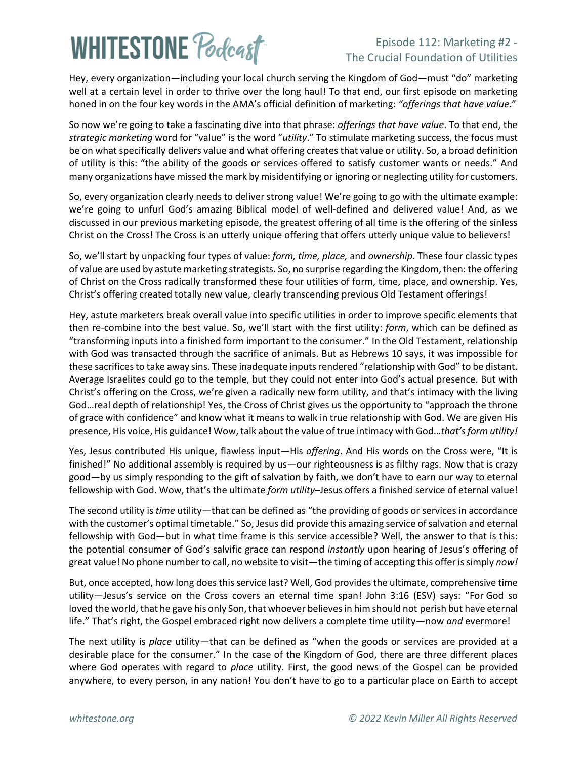# Episode 112: Marketing #2 - The Crucial Foundation of Utilities

Hey, every organization—including your local church serving the Kingdom of God—must "do" marketing well at a certain level in order to thrive over the long haul! To that end, our first episode on marketing honed in on the four key words in the AMA's official definition of marketing: *"offerings that have value*."

So now we're going to take a fascinating dive into that phrase: *offerings that have value*. To that end, the *strategic marketing* word for "value" is the word "*utility*." To stimulate marketing success, the focus must be on what specifically delivers value and what offering creates that value or utility. So, a broad definition of utility is this: "the ability of the goods or services offered to satisfy customer wants or needs." And many organizations have missed the mark by misidentifying or ignoring or neglecting utility for customers.

So, every organization clearly needs to deliver strong value! We're going to go with the ultimate example: we're going to unfurl God's amazing Biblical model of well-defined and delivered value! And, as we discussed in our previous marketing episode, the greatest offering of all time is the offering of the sinless Christ on the Cross! The Cross is an utterly unique offering that offers utterly unique value to believers!

So, we'll start by unpacking four types of value: *form, time, place,* and *ownership.* These four classic types of value are used by astute marketing strategists. So, no surprise regarding the Kingdom, then: the offering of Christ on the Cross radically transformed these four utilities of form, time, place, and ownership. Yes, Christ's offering created totally new value, clearly transcending previous Old Testament offerings!

Hey, astute marketers break overall value into specific utilities in order to improve specific elements that then re-combine into the best value. So, we'll start with the first utility: *form*, which can be defined as "transforming inputs into a finished form important to the consumer." In the Old Testament, relationship with God was transacted through the sacrifice of animals. But as Hebrews 10 says, it was impossible for these sacrifices to take away sins. These inadequate inputs rendered "relationship with God" to be distant. Average Israelites could go to the temple, but they could not enter into God's actual presence. But with Christ's offering on the Cross, we're given a radically new form utility, and that's intimacy with the living God…real depth of relationship! Yes, the Cross of Christ gives us the opportunity to "approach the throne of grace with confidence" and know what it means to walk in true relationship with God. We are given His presence, His voice, His guidance! Wow, talk about the value of true intimacy with God…*that's form utility!*

Yes, Jesus contributed His unique, flawless input—His *offering*. And His words on the Cross were, "It is finished!" No additional assembly is required by us—our righteousness is as filthy rags. Now that is crazy good—by us simply responding to the gift of salvation by faith, we don't have to earn our way to eternal fellowship with God. Wow, that's the ultimate *form utility*–Jesus offers a finished service of eternal value!

The second utility is *time* utility—that can be defined as "the providing of goods or services in accordance with the customer's optimal timetable." So, Jesus did provide this amazing service of salvation and eternal fellowship with God—but in what time frame is this service accessible? Well, the answer to that is this: the potential consumer of God's salvific grace can respond *instantly* upon hearing of Jesus's offering of great value! No phone number to call, no website to visit—the timing of accepting this offer is simply *now!*

But, once accepted, how long does this service last? Well, God provides the ultimate, comprehensive time utility—Jesus's service on the Cross covers an eternal time span! John 3:16 (ESV) says: "For God so loved the world, that he gave his only Son, that whoever believes in him should not perish but have eternal life." That's right, the Gospel embraced right now delivers a complete time utility—now *and* evermore!

The next utility is *place* utility—that can be defined as "when the goods or services are provided at a desirable place for the consumer." In the case of the Kingdom of God, there are three different places where God operates with regard to *place* utility. First, the good news of the Gospel can be provided anywhere, to every person, in any nation! You don't have to go to a particular place on Earth to accept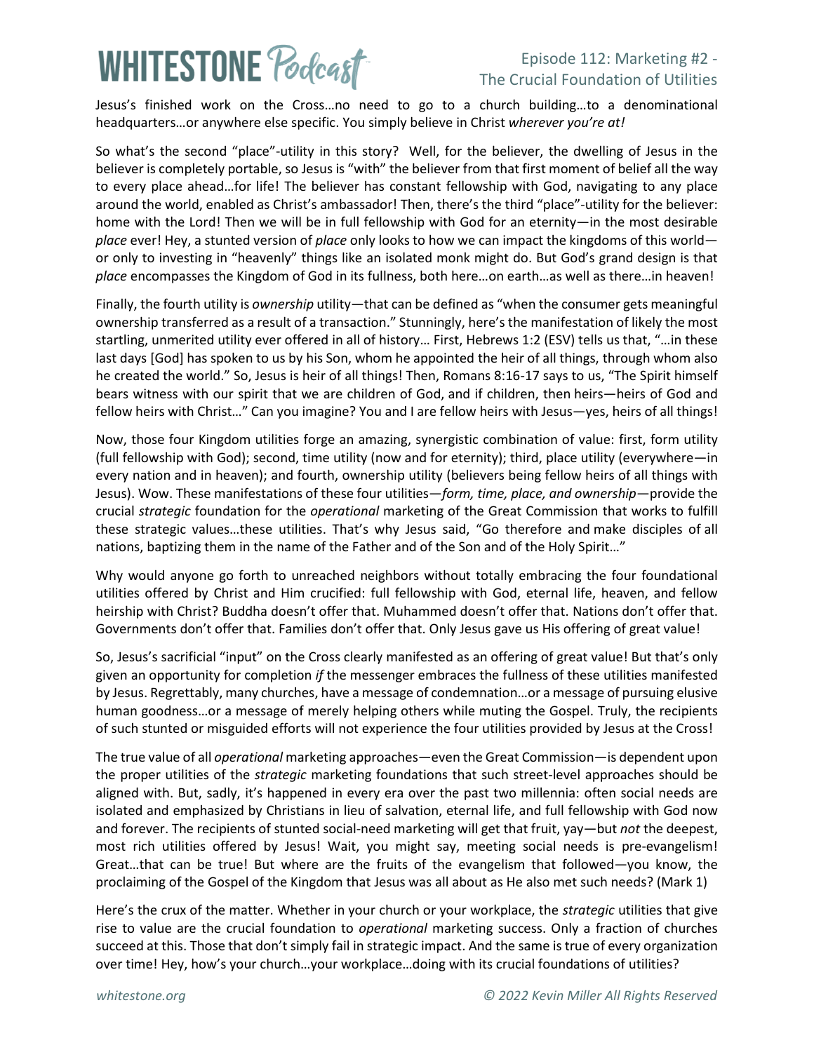Jesus's finished work on the Cross…no need to go to a church building…to a denominational headquarters…or anywhere else specific. You simply believe in Christ *wherever you're at!*

So what's the second "place"-utility in this story? Well, for the believer, the dwelling of Jesus in the believer is completely portable, so Jesus is "with" the believer from that first moment of belief all the way to every place ahead…for life! The believer has constant fellowship with God, navigating to any place around the world, enabled as Christ's ambassador! Then, there's the third "place"-utility for the believer: home with the Lord! Then we will be in full fellowship with God for an eternity—in the most desirable *place* ever! Hey, a stunted version of *place* only looks to how we can impact the kingdoms of this world—or only to investing in "heavenly" things like an isolated monk might do. But God's grand design is that *place* encompasses the Kingdom of God in its fullness, both here…on earth…as well as there…in heaven!

Finally, the fourth utility is *ownership* utility—that can be defined as "when the consumer gets meaningful ownership transferred as a result of a transaction." Stunningly, here's the manifestation of likely the most startling, unmerited utility ever offered in all of history… First, Hebrews 1:2 (ESV) tells us that, "…in these last days [God] has spoken to us by his Son, whom he appointed the heir of all things, through whom also he created the world." So, Jesus is heir of all things! Then, Romans 8:16-17 says to us, "The Spirit himself bears witness with our spirit that we are children of God, and if children, then heirs—heirs of God and fellow heirs with Christ…" Can you imagine? You and I are fellow heirs with Jesus—yes, heirs of all things!

Now, those four Kingdom utilities forge an amazing, synergistic combination of value: first, form utility (full fellowship with God); second, time utility (now and for eternity); third, place utility (everywhere—in every nation and in heaven); and fourth, ownership utility (believers being fellow heirs of all things with Jesus). Wow. These manifestations of these four utilities—*form, time, place, and ownership*—provide the crucial *strategic* foundation for the *operational* marketing of the Great Commission that works to fulfill these strategic values…these utilities. That's why Jesus said, "Go therefore and make disciples of all nations, baptizing them in the name of the Father and of the Son and of the Holy Spirit…"

Why would anyone go forth to unreached neighbors without totally embracing the four foundational utilities offered by Christ and Him crucified: full fellowship with God, eternal life, heaven, and fellow heirship with Christ? Buddha doesn't offer that. Muhammed doesn't offer that. Nations don't offer that. Governments don't offer that. Families don't offer that. Only Jesus gave us His offering of great value!

So, Jesus's sacrificial "input" on the Cross clearly manifested as an offering of great value! But that's only given an opportunity for completion *if* the messenger embraces the fullness of these utilities manifested by Jesus. Regrettably, many churches, have a message of condemnation…or a message of pursuing elusive human goodness…or a message of merely helping others while muting the Gospel. Truly, the recipients of such stunted or misguided efforts will not experience the four utilities provided by Jesus at the Cross!

The true value of all *operational* marketing approaches—even the Great Commission—is dependent upon the proper utilities of the *strategic* marketing foundations that such street-level approaches should be aligned with. But, sadly, it's happened in every era over the past two millennia: often social needs are isolated and emphasized by Christians in lieu of salvation, eternal life, and full fellowship with God now and forever. The recipients of stunted social-need marketing will get that fruit, yay—but *not* the deepest, most rich utilities offered by Jesus! Wait, you might say, meeting social needs is pre-evangelism! Great…that can be true! But where are the fruits of the evangelism that followed—you know, the proclaiming of the Gospel of the Kingdom that Jesus was all about as He also met such needs? (Mark 1)

Here's the crux of the matter. Whether in your church or your workplace, the *strategic* utilities that give rise to value are the crucial foundation to *operational* marketing success. Only a fraction of churches succeed at this. Those that don't simply fail in strategic impact. And the same is true of every organization over time! Hey, how's your church…your workplace…doing with its crucial foundations of utilities?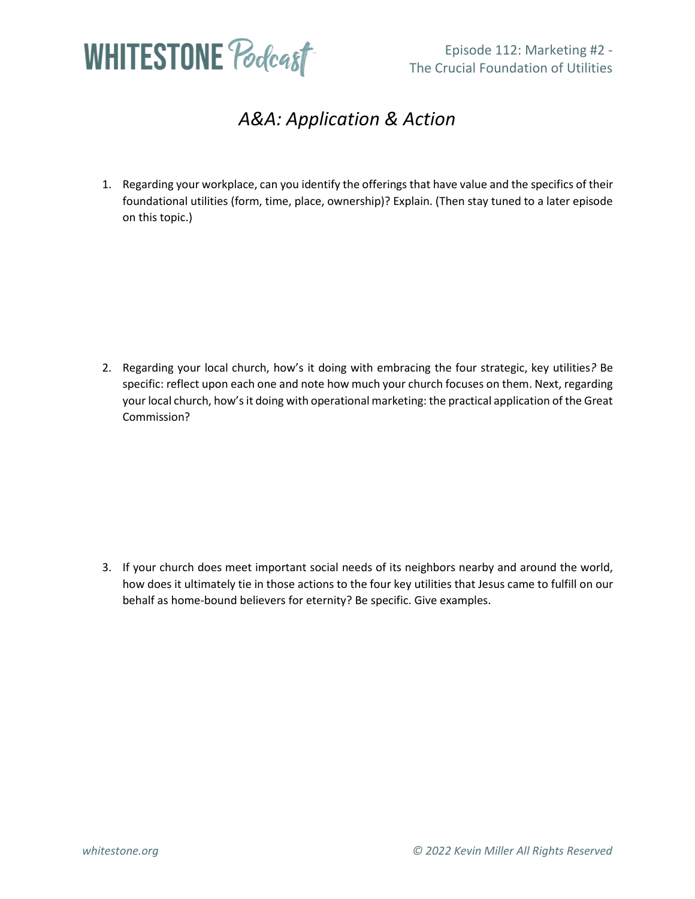# *A&A: Application & Action*

1. Regarding your workplace, can you identify the offerings that have value and the specifics of their foundational utilities (form, time, place, ownership)? Explain. (Then stay tuned to a later episode on this topic.)

2. Regarding your local church, how's it doing with embracing the four strategic, key utilities*?* Be specific: reflect upon each one and note how much your church focuses on them. Next, regarding your local church, how's it doing with operational marketing: the practical application of the Great Commission?

3. If your church does meet important social needs of its neighbors nearby and around the world, how does it ultimately tie in those actions to the four key utilities that Jesus came to fulfill on our behalf as home-bound believers for eternity? Be specific. Give examples.